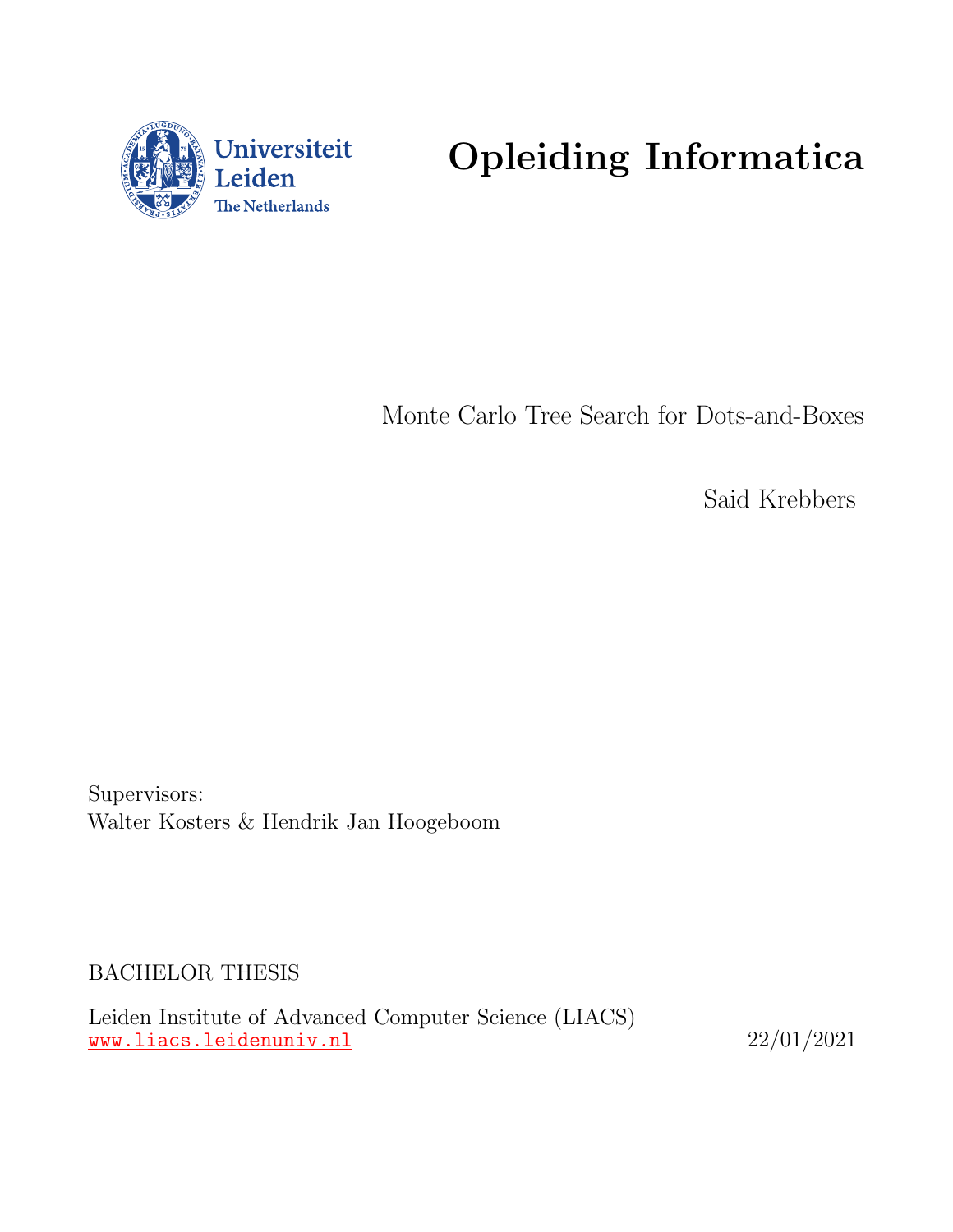Universiteit Leiden
The Netherlands

# Opleiding Informatica

Monte Carlo Tree Search for Dots-and-Boxes

Said Krebbers

Supervisors:
Walter Kosters & Hendrik Jan Hoogeboom

BACHELOR THESIS

Leiden Institute of Advanced Computer Science (LIACS)
www.liacs.leidenuniv.nl

22/01/2021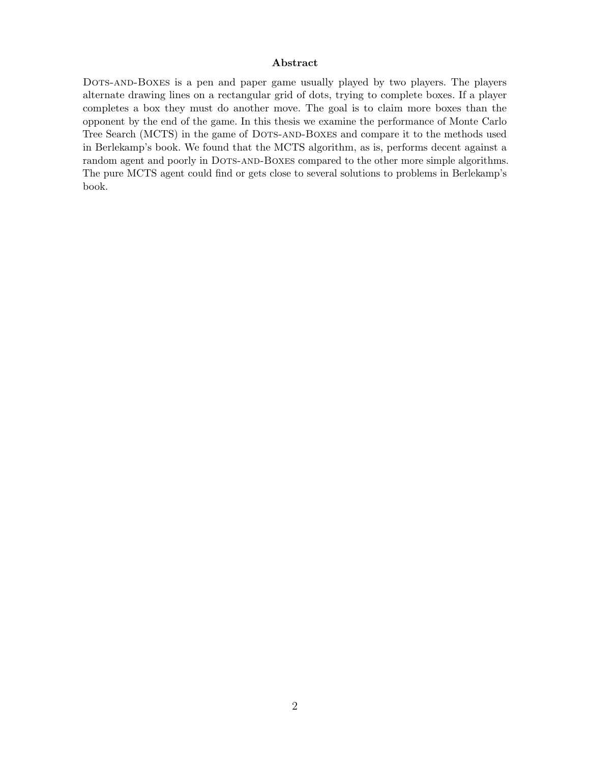## Abstract

Dots-and-Boxes is a pen and paper game usually played by two players. The players alternate drawing lines on a rectangular grid of dots, trying to complete boxes. If a player completes a box they must do another move. The goal is to claim more boxes than the opponent by the end of the game. In this thesis we examine the performance of Monte Carlo Tree Search (MCTS) in the game of Dots-and-Boxes and compare it to the methods used in Berlekamp's book. We found that the MCTS algorithm, as is, performs decent against a random agent and poorly in Dots-and-Boxes compared to the other more simple algorithms. The pure MCTS agent could find or gets close to several solutions to problems in Berlekamp's book.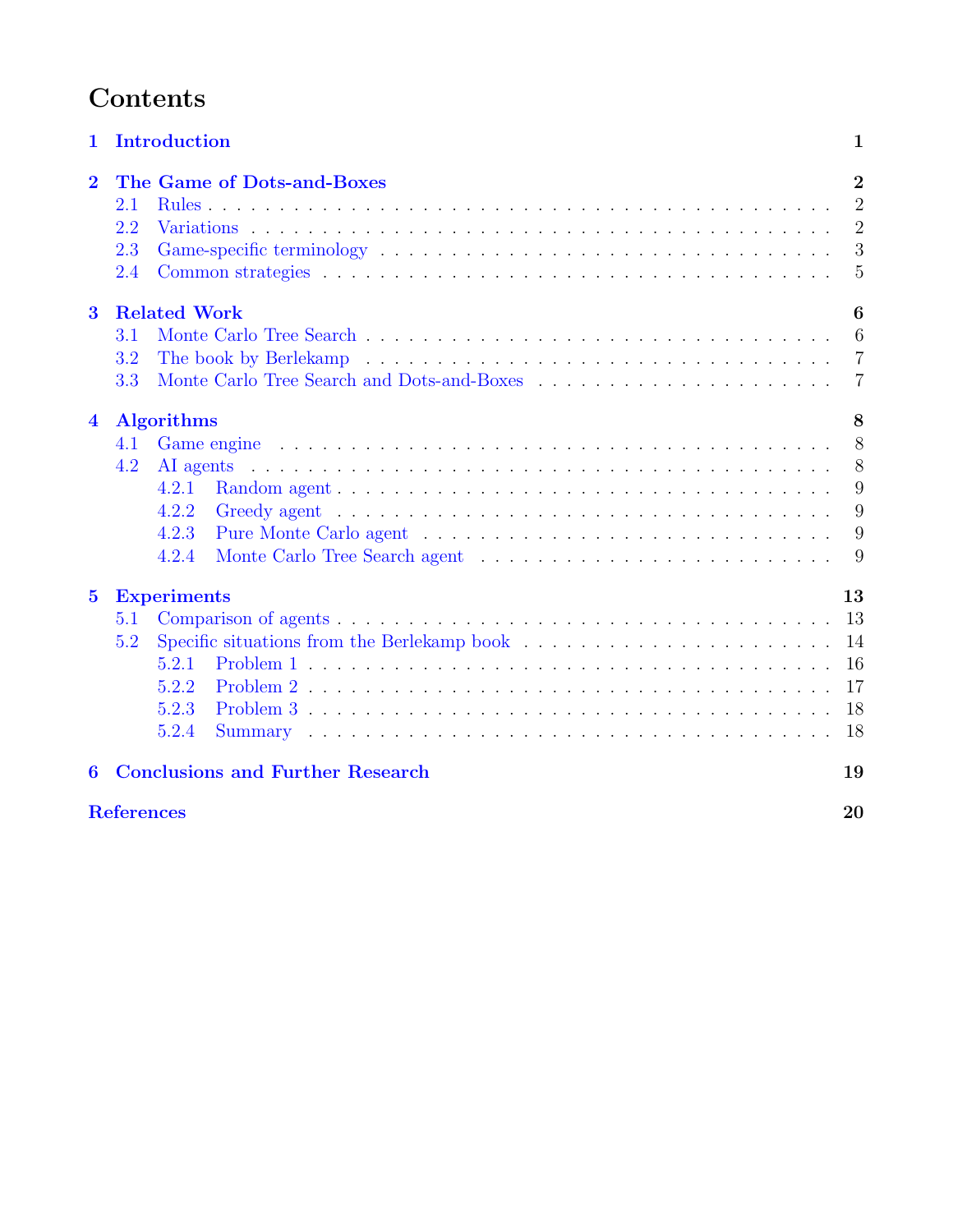# Contents

1 Introduction 1

2 The Game of Dots-and-Boxes 2
- 2.1 Rules 2
- 2.2 Variations 2
- 2.3 Game-specific terminology 3
- 2.4 Common strategies 5

3 Related Work 6
- 3.1 Monte Carlo Tree Search 6
- 3.2 The book by Berlekamp 7
- 3.3 Monte Carlo Tree Search and Dots-and-Boxes 7

4 Algorithms 8
- 4.1 Game engine 8
- 4.2 AI agents 8
  - 4.2.1 Random agent 9
  - 4.2.2 Greedy agent 9
  - 4.2.3 Pure Monte Carlo agent 9
  - 4.2.4 Monte Carlo Tree Search agent 9

5 Experiments 13
- 5.1 Comparison of agents 13
- 5.2 Specific situations from the Berlekamp book 14
  - 5.2.1 Problem 1 16
  - 5.2.2 Problem 2 17
  - 5.2.3 Problem 3 18
  - 5.2.4 Summary 18

6 Conclusions and Further Research 19

References 20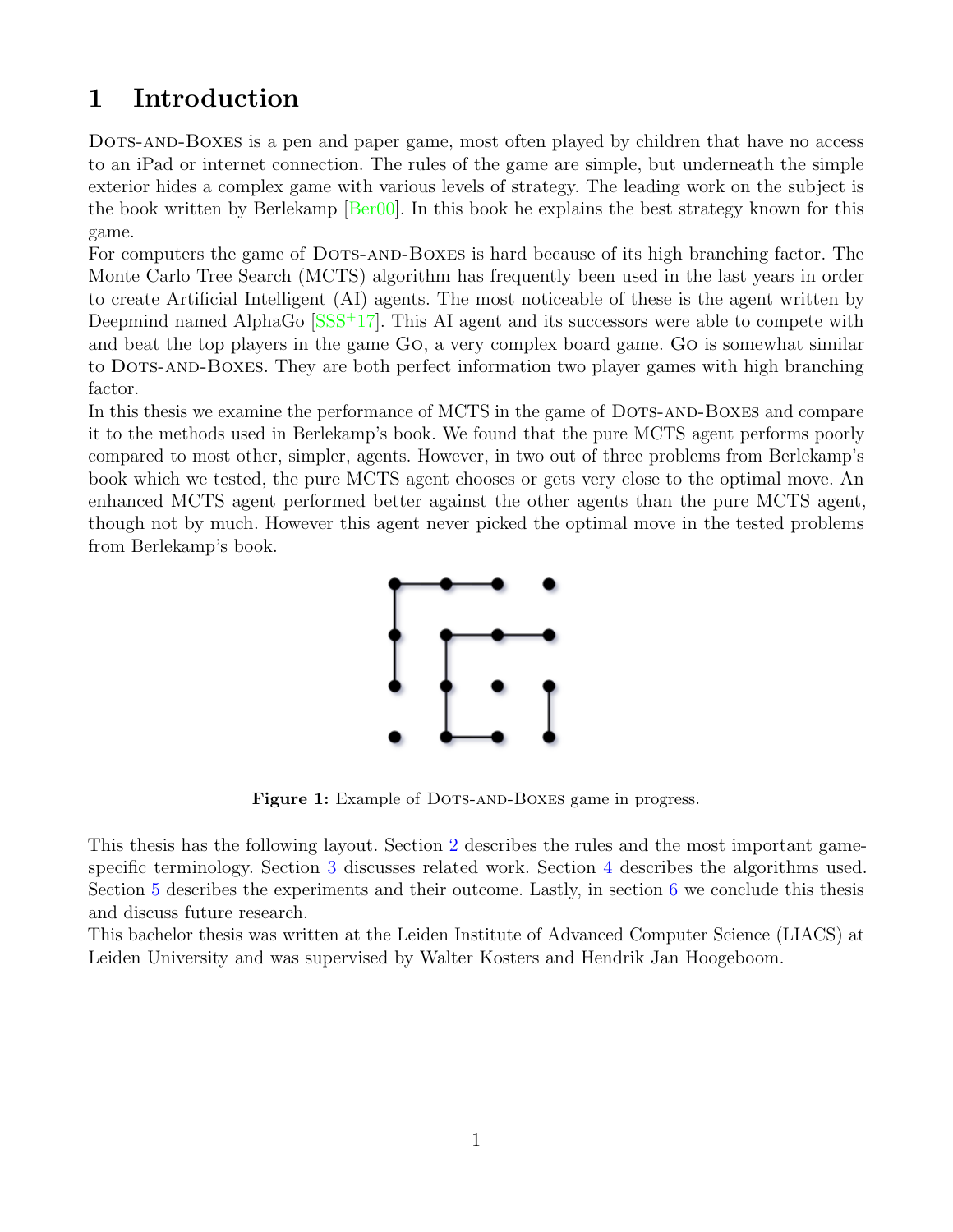# 1 Introduction

Dots-and-Boxes is a pen and paper game, most often played by children that have no access to an iPad or internet connection. The rules of the game are simple, but underneath the simple exterior hides a complex game with various levels of strategy. The leading work on the subject is the book written by Berlekamp [Ber00]. In this book he explains the best strategy known for this game.

For computers the game of Dots-and-Boxes is hard because of its high branching factor. The Monte Carlo Tree Search (MCTS) algorithm has frequently been used in the last years in order to create Artificial Intelligent (AI) agents. The most noticeable of these is the agent written by Deepmind named AlphaGo [SSS+17]. This AI agent and its successors were able to compete with and beat the top players in the game Go, a very complex board game. Go is somewhat similar to Dots-and-Boxes. They are both perfect information two player games with high branching factor.

In this thesis we examine the performance of MCTS in the game of Dots-and-Boxes and compare it to the methods used in Berlekamp's book. We found that the pure MCTS agent performs poorly compared to most other, simpler, agents. However, in two out of three problems from Berlekamp's book which we tested, the pure MCTS agent chooses or gets very close to the optimal move. An enhanced MCTS agent performed better against the other agents than the pure MCTS agent, though not by much. However this agent never picked the optimal move in the tested problems from Berlekamp's book.

**Figure 1:** Example of Dots-and-Boxes game in progress.

This thesis has the following layout. Section 2 describes the rules and the most important game-specific terminology. Section 3 discusses related work. Section 4 describes the algorithms used. Section 5 describes the experiments and their outcome. Lastly, in section 6 we conclude this thesis and discuss future research.

This bachelor thesis was written at the Leiden Institute of Advanced Computer Science (LIACS) at Leiden University and was supervised by Walter Kosters and Hendrik Jan Hoogeboom.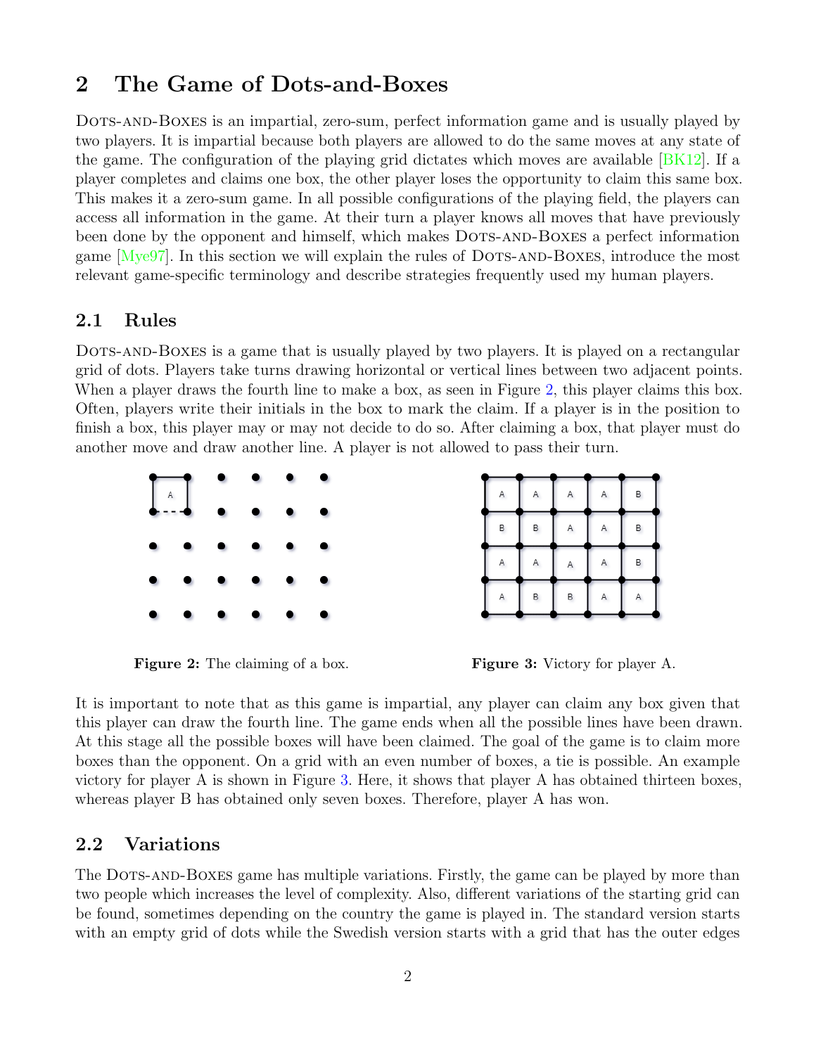## 2 The Game of Dots-and-Boxes

Dots-and-Boxes is an impartial, zero-sum, perfect information game and is usually played by two players. It is impartial because both players are allowed to do the same moves at any state of the game. The configuration of the playing grid dictates which moves are available [BK12]. If a player completes and claims one box, the other player loses the opportunity to claim this same box. This makes it a zero-sum game. In all possible configurations of the playing field, the players can access all information in the game. At their turn a player knows all moves that have previously been done by the opponent and himself, which makes Dots-and-Boxes a perfect information game [Mye97]. In this section we will explain the rules of Dots-and-Boxes, introduce the most relevant game-specific terminology and describe strategies frequently used my human players.

### 2.1 Rules

Dots-and-Boxes is a game that is usually played by two players. It is played on a rectangular grid of dots. Players take turns drawing horizontal or vertical lines between two adjacent points. When a player draws the fourth line to make a box, as seen in Figure 2, this player claims this box. Often, players write their initials in the box to mark the claim. If a player is in the position to finish a box, this player may or may not decide to do so. After claiming a box, that player must do another move and draw another line. A player is not allowed to pass their turn.

**Figure 2:** The claiming of a box.

**Figure 3:** Victory for player A.

It is important to note that as this game is impartial, any player can claim any box given that this player can draw the fourth line. The game ends when all the possible lines have been drawn. At this stage all the possible boxes will have been claimed. The goal of the game is to claim more boxes than the opponent. On a grid with an even number of boxes, a tie is possible. An example victory for player A is shown in Figure 3. Here, it shows that player A has obtained thirteen boxes, whereas player B has obtained only seven boxes. Therefore, player A has won.

### 2.2 Variations

The Dots-and-Boxes game has multiple variations. Firstly, the game can be played by more than two people which increases the level of complexity. Also, different variations of the starting grid can be found, sometimes depending on the country the game is played in. The standard version starts with an empty grid of dots while the Swedish version starts with a grid that has the outer edges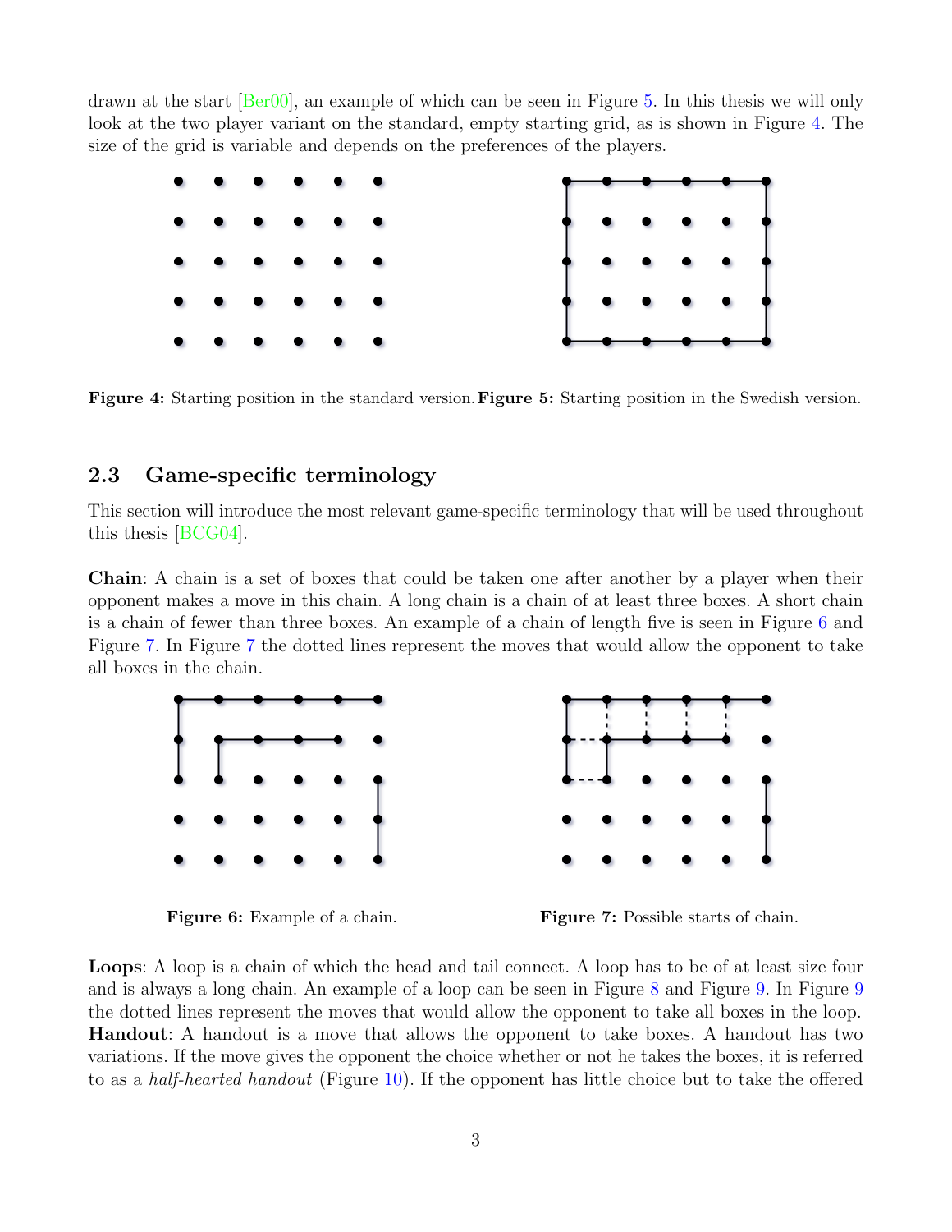drawn at the start [Ber00], an example of which can be seen in Figure 5. In this thesis we will only look at the two player variant on the standard, empty starting grid, as is shown in Figure 4. The size of the grid is variable and depends on the preferences of the players.

**Figure 4:** Starting position in the standard version.

**Figure 5:** Starting position in the Swedish version.

## 2.3 Game-specific terminology

This section will introduce the most relevant game-specific terminology that will be used throughout this thesis [BCG04].

**Chain**: A chain is a set of boxes that could be taken one after another by a player when their opponent makes a move in this chain. A long chain is a chain of at least three boxes. A short chain is a chain of fewer than three boxes. An example of a chain of length five is seen in Figure 6 and Figure 7. In Figure 7 the dotted lines represent the moves that would allow the opponent to take all boxes in the chain.

**Figure 6:** Example of a chain.

**Figure 7:** Possible starts of chain.

**Loops**: A loop is a chain of which the head and tail connect. A loop has to be of at least size four and is always a long chain. An example of a loop can be seen in Figure 8 and Figure 9. In Figure 9 the dotted lines represent the moves that would allow the opponent to take all boxes in the loop.
**Handout**: A handout is a move that allows the opponent to take boxes. A handout has two variations. If the move gives the opponent the choice whether or not he takes the boxes, it is referred to as a *half-hearted handout* (Figure 10). If the opponent has little choice but to take the offered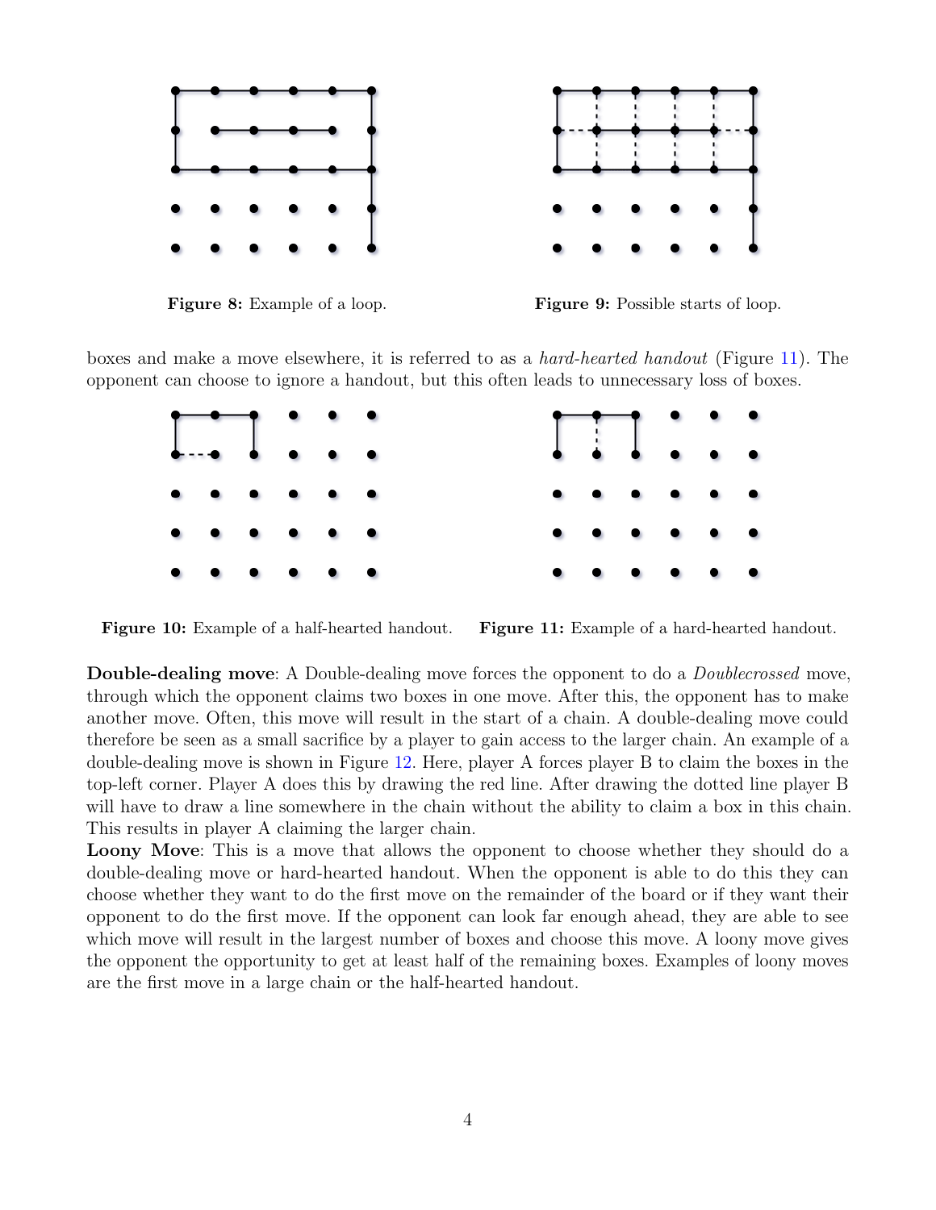Figure 8: Example of a loop.

Figure 9: Possible starts of loop.

boxes and make a move elsewhere, it is referred to as a *hard-hearted handout* (Figure 11). The opponent can choose to ignore a handout, but this often leads to unnecessary loss of boxes.

Figure 10: Example of a half-hearted handout.

Figure 11: Example of a hard-hearted handout.

**Double-dealing move**: A Double-dealing move forces the opponent to do a *Doublecrossed* move, through which the opponent claims two boxes in one move. After this, the opponent has to make another move. Often, this move will result in the start of a chain. A double-dealing move could therefore be seen as a small sacrifice by a player to gain access to the larger chain. An example of a double-dealing move is shown in Figure 12. Here, player A forces player B to claim the boxes in the top-left corner. Player A does this by drawing the red line. After drawing the dotted line player B will have to draw a line somewhere in the chain without the ability to claim a box in this chain. This results in player A claiming the larger chain.

**Loony Move**: This is a move that allows the opponent to choose whether they should do a double-dealing move or hard-hearted handout. When the opponent is able to do this they can choose whether they want to do the first move on the remainder of the board or if they want their opponent to do the first move. If the opponent can look far enough ahead, they are able to see which move will result in the largest number of boxes and choose this move. A loony move gives the opponent the opportunity to get at least half of the remaining boxes. Examples of loony moves are the first move in a large chain or the half-hearted handout.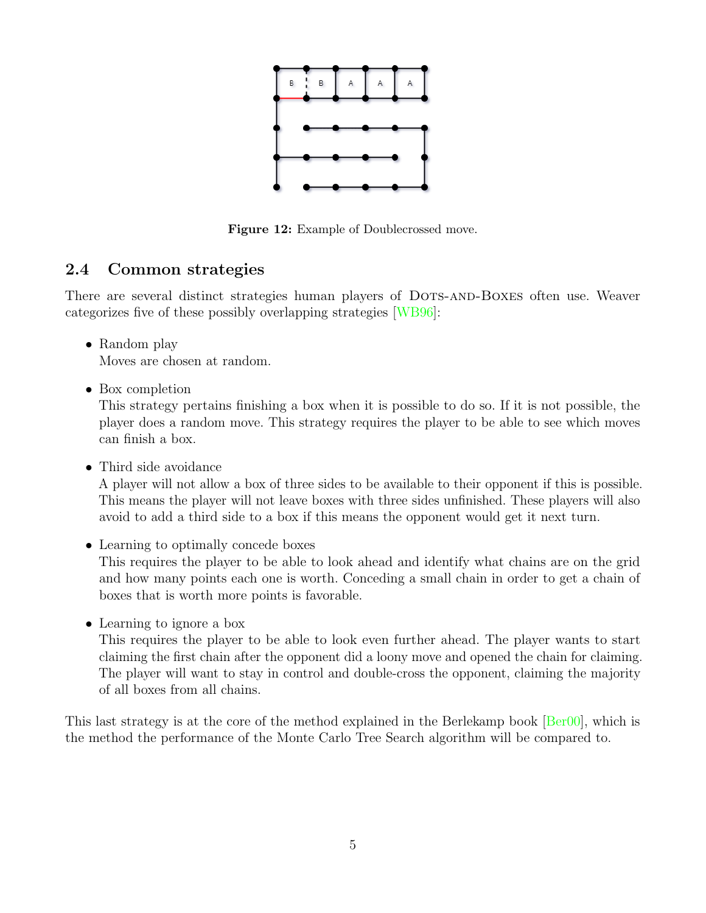Figure 12: Example of Doublecrossed move.

## 2.4 Common strategies

There are several distinct strategies human players of Dots-and-Boxes often use. Weaver categorizes five of these possibly overlapping strategies [WB96]:

- Random play
  Moves are chosen at random.

- Box completion
  This strategy pertains finishing a box when it is possible to do so. If it is not possible, the player does a random move. This strategy requires the player to be able to see which moves can finish a box.

- Third side avoidance
  A player will not allow a box of three sides to be available to their opponent if this is possible. This means the player will not leave boxes with three sides unfinished. These players will also avoid to add a third side to a box if this means the opponent would get it next turn.

- Learning to optimally concede boxes
  This requires the player to be able to look ahead and identify what chains are on the grid and how many points each one is worth. Conceding a small chain in order to get a chain of boxes that is worth more points is favorable.

- Learning to ignore a box
  This requires the player to be able to look even further ahead. The player wants to start claiming the first chain after the opponent did a loony move and opened the chain for claiming. The player will want to stay in control and double-cross the opponent, claiming the majority of all boxes from all chains.

This last strategy is at the core of the method explained in the Berlekamp book [Ber00], which is the method the performance of the Monte Carlo Tree Search algorithm will be compared to.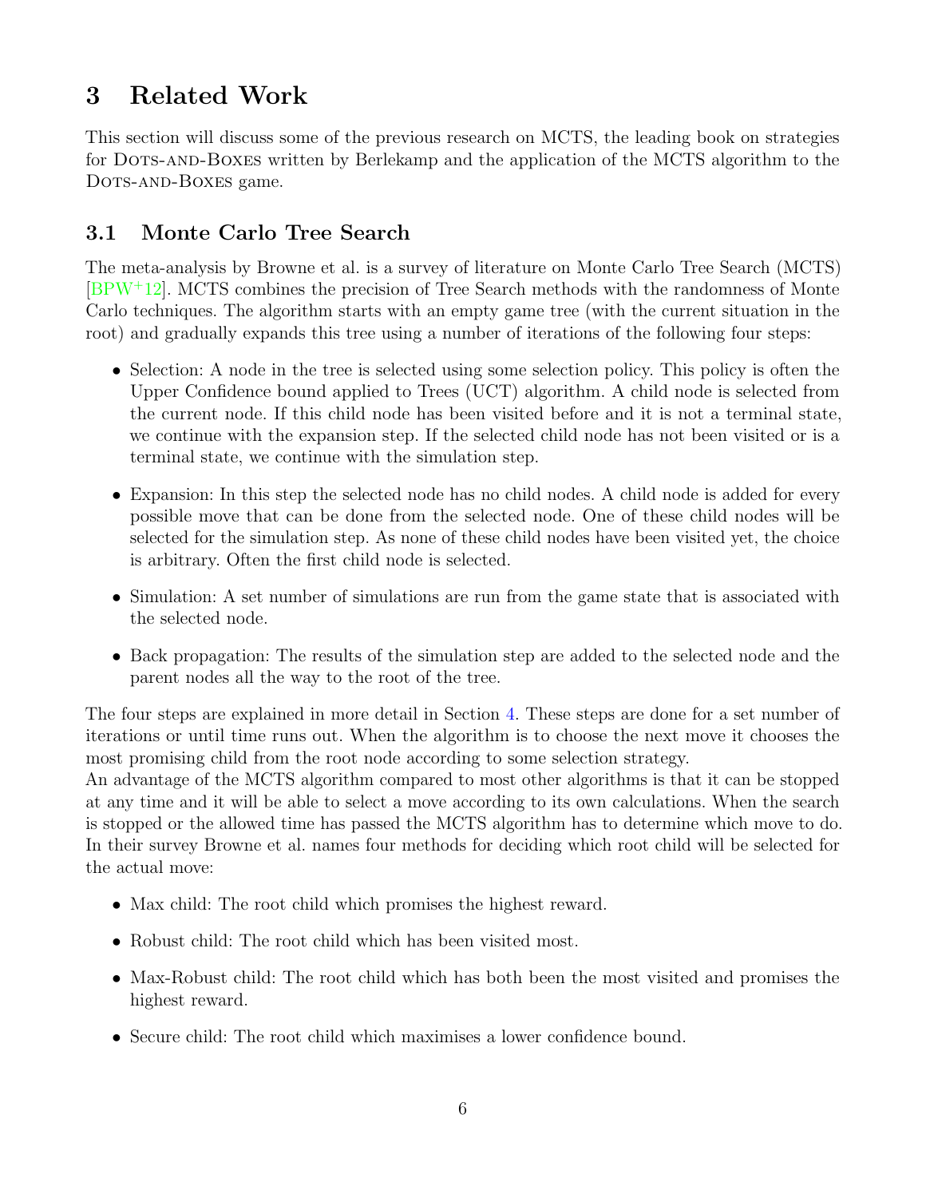# 3 Related Work

This section will discuss some of the previous research on MCTS, the leading book on strategies for Dots-and-Boxes written by Berlekamp and the application of the MCTS algorithm to the Dots-and-Boxes game.

## 3.1 Monte Carlo Tree Search

The meta-analysis by Browne et al. is a survey of literature on Monte Carlo Tree Search (MCTS) [BPW+12]. MCTS combines the precision of Tree Search methods with the randomness of Monte Carlo techniques. The algorithm starts with an empty game tree (with the current situation in the root) and gradually expands this tree using a number of iterations of the following four steps:

- Selection: A node in the tree is selected using some selection policy. This policy is often the Upper Confidence bound applied to Trees (UCT) algorithm. A child node is selected from the current node. If this child node has been visited before and it is not a terminal state, we continue with the expansion step. If the selected child node has not been visited or is a terminal state, we continue with the simulation step.
- Expansion: In this step the selected node has no child nodes. A child node is added for every possible move that can be done from the selected node. One of these child nodes will be selected for the simulation step. As none of these child nodes have been visited yet, the choice is arbitrary. Often the first child node is selected.
- Simulation: A set number of simulations are run from the game state that is associated with the selected node.
- Back propagation: The results of the simulation step are added to the selected node and the parent nodes all the way to the root of the tree.

The four steps are explained in more detail in Section 4. These steps are done for a set number of iterations or until time runs out. When the algorithm is to choose the next move it chooses the most promising child from the root node according to some selection strategy.
An advantage of the MCTS algorithm compared to most other algorithms is that it can be stopped at any time and it will be able to select a move according to its own calculations. When the search is stopped or the allowed time has passed the MCTS algorithm has to determine which move to do. In their survey Browne et al. names four methods for deciding which root child will be selected for the actual move:

- Max child: The root child which promises the highest reward.
- Robust child: The root child which has been visited most.
- Max-Robust child: The root child which has both been the most visited and promises the highest reward.
- Secure child: The root child which maximises a lower confidence bound.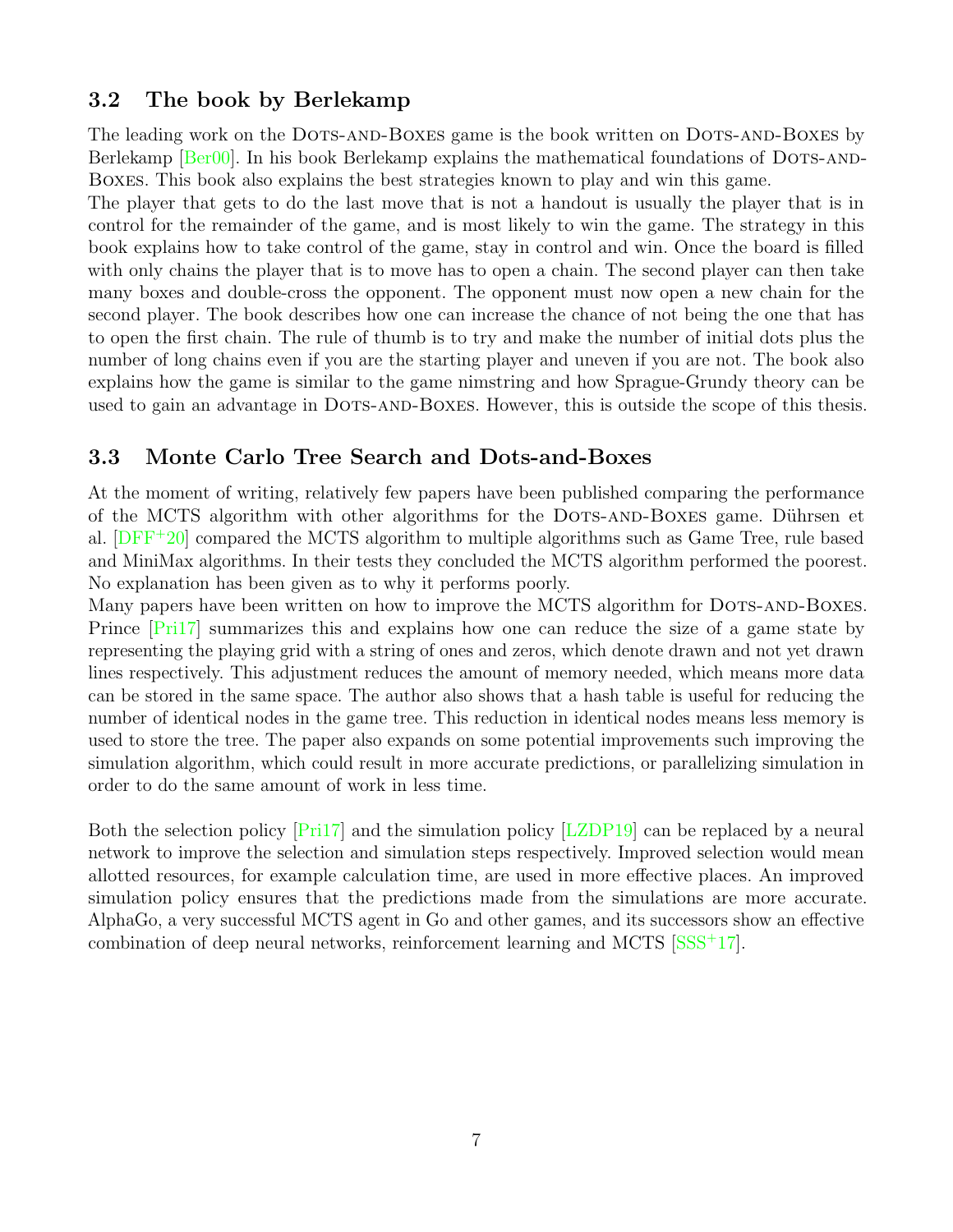## 3.2 The book by Berlekamp

The leading work on the Dots-and-Boxes game is the book written on Dots-and-Boxes by Berlekamp [Ber00]. In his book Berlekamp explains the mathematical foundations of Dots-and-Boxes. This book also explains the best strategies known to play and win this game.
The player that gets to do the last move that is not a handout is usually the player that is in control for the remainder of the game, and is most likely to win the game. The strategy in this book explains how to take control of the game, stay in control and win. Once the board is filled with only chains the player that is to move has to open a chain. The second player can then take many boxes and double-cross the opponent. The opponent must now open a new chain for the second player. The book describes how one can increase the chance of not being the one that has to open the first chain. The rule of thumb is to try and make the number of initial dots plus the number of long chains even if you are the starting player and uneven if you are not. The book also explains how the game is similar to the game nimstring and how Sprague-Grundy theory can be used to gain an advantage in Dots-and-Boxes. However, this is outside the scope of this thesis.

## 3.3 Monte Carlo Tree Search and Dots-and-Boxes

At the moment of writing, relatively few papers have been published comparing the performance of the MCTS algorithm with other algorithms for the Dots-and-Boxes game. Dührsen et al. [DFF+20] compared the MCTS algorithm to multiple algorithms such as Game Tree, rule based and MiniMax algorithms. In their tests they concluded the MCTS algorithm performed the poorest. No explanation has been given as to why it performs poorly.
Many papers have been written on how to improve the MCTS algorithm for Dots-and-Boxes. Prince [Pri17] summarizes this and explains how one can reduce the size of a game state by representing the playing grid with a string of ones and zeros, which denote drawn and not yet drawn lines respectively. This adjustment reduces the amount of memory needed, which means more data can be stored in the same space. The author also shows that a hash table is useful for reducing the number of identical nodes in the game tree. This reduction in identical nodes means less memory is used to store the tree. The paper also expands on some potential improvements such improving the simulation algorithm, which could result in more accurate predictions, or parallelizing simulation in order to do the same amount of work in less time.

Both the selection policy [Pri17] and the simulation policy [LZDP19] can be replaced by a neural network to improve the selection and simulation steps respectively. Improved selection would mean allotted resources, for example calculation time, are used in more effective places. An improved simulation policy ensures that the predictions made from the simulations are more accurate. AlphaGo, a very successful MCTS agent in Go and other games, and its successors show an effective combination of deep neural networks, reinforcement learning and MCTS [SSS+17].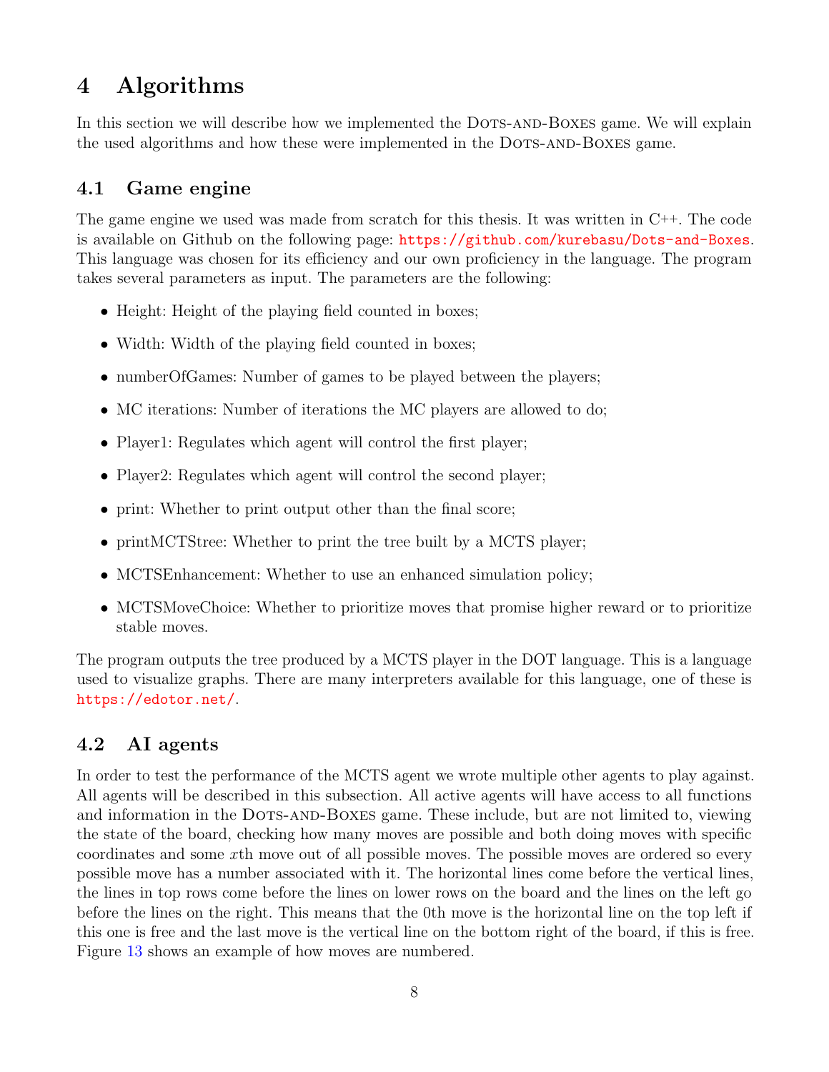# 4 Algorithms

In this section we will describe how we implemented the Dots-and-Boxes game. We will explain the used algorithms and how these were implemented in the Dots-and-Boxes game.

## 4.1 Game engine

The game engine we used was made from scratch for this thesis. It was written in C++. The code is available on Github on the following page: https://github.com/kurebasu/Dots-and-Boxes. This language was chosen for its efficiency and our own proficiency in the language. The program takes several parameters as input. The parameters are the following:

- Height: Height of the playing field counted in boxes;
- Width: Width of the playing field counted in boxes;
- numberOfGames: Number of games to be played between the players;
- MC iterations: Number of iterations the MC players are allowed to do;
- Player1: Regulates which agent will control the first player;
- Player2: Regulates which agent will control the second player;
- print: Whether to print output other than the final score;
- printMCTStree: Whether to print the tree built by a MCTS player;
- MCTSEnhancement: Whether to use an enhanced simulation policy;
- MCTSMoveChoice: Whether to prioritize moves that promise higher reward or to prioritize stable moves.

The program outputs the tree produced by a MCTS player in the DOT language. This is a language used to visualize graphs. There are many interpreters available for this language, one of these is https://edotor.net/.

## 4.2 AI agents

In order to test the performance of the MCTS agent we wrote multiple other agents to play against. All agents will be described in this subsection. All active agents will have access to all functions and information in the Dots-and-Boxes game. These include, but are not limited to, viewing the state of the board, checking how many moves are possible and both doing moves with specific coordinates and some $x$th move out of all possible moves. The possible moves are ordered so every possible move has a number associated with it. The horizontal lines come before the vertical lines, the lines in top rows come before the lines on lower rows on the board and the lines on the left go before the lines on the right. This means that the 0th move is the horizontal line on the top left if this one is free and the last move is the vertical line on the bottom right of the board, if this is free. Figure 13 shows an example of how moves are numbered.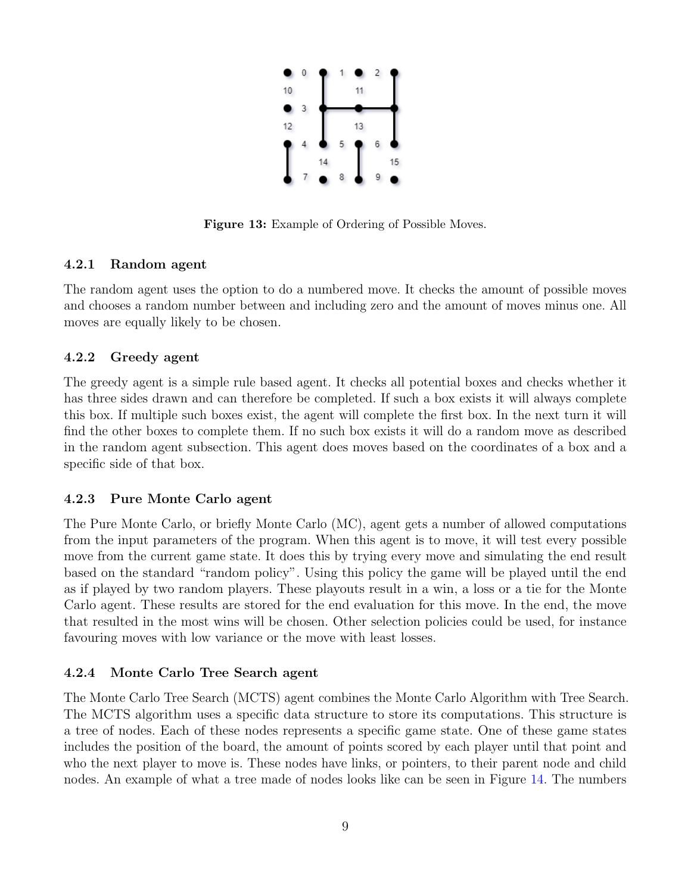**Figure 13:** Example of Ordering of Possible Moves.

### 4.2.1 Random agent

The random agent uses the option to do a numbered move. It checks the amount of possible moves and chooses a random number between and including zero and the amount of moves minus one. All moves are equally likely to be chosen.

### 4.2.2 Greedy agent

The greedy agent is a simple rule based agent. It checks all potential boxes and checks whether it has three sides drawn and can therefore be completed. If such a box exists it will always complete this box. If multiple such boxes exist, the agent will complete the first box. In the next turn it will find the other boxes to complete them. If no such box exists it will do a random move as described in the random agent subsection. This agent does moves based on the coordinates of a box and a specific side of that box.

### 4.2.3 Pure Monte Carlo agent

The Pure Monte Carlo, or briefly Monte Carlo (MC), agent gets a number of allowed computations from the input parameters of the program. When this agent is to move, it will test every possible move from the current game state. It does this by trying every move and simulating the end result based on the standard "random policy". Using this policy the game will be played until the end as if played by two random players. These playouts result in a win, a loss or a tie for the Monte Carlo agent. These results are stored for the end evaluation for this move. In the end, the move that resulted in the most wins will be chosen. Other selection policies could be used, for instance favouring moves with low variance or the move with least losses.

### 4.2.4 Monte Carlo Tree Search agent

The Monte Carlo Tree Search (MCTS) agent combines the Monte Carlo Algorithm with Tree Search. The MCTS algorithm uses a specific data structure to store its computations. This structure is a tree of nodes. Each of these nodes represents a specific game state. One of these game states includes the position of the board, the amount of points scored by each player until that point and who the next player to move is. These nodes have links, or pointers, to their parent node and child nodes. An example of what a tree made of nodes looks like can be seen in Figure 14. The numbers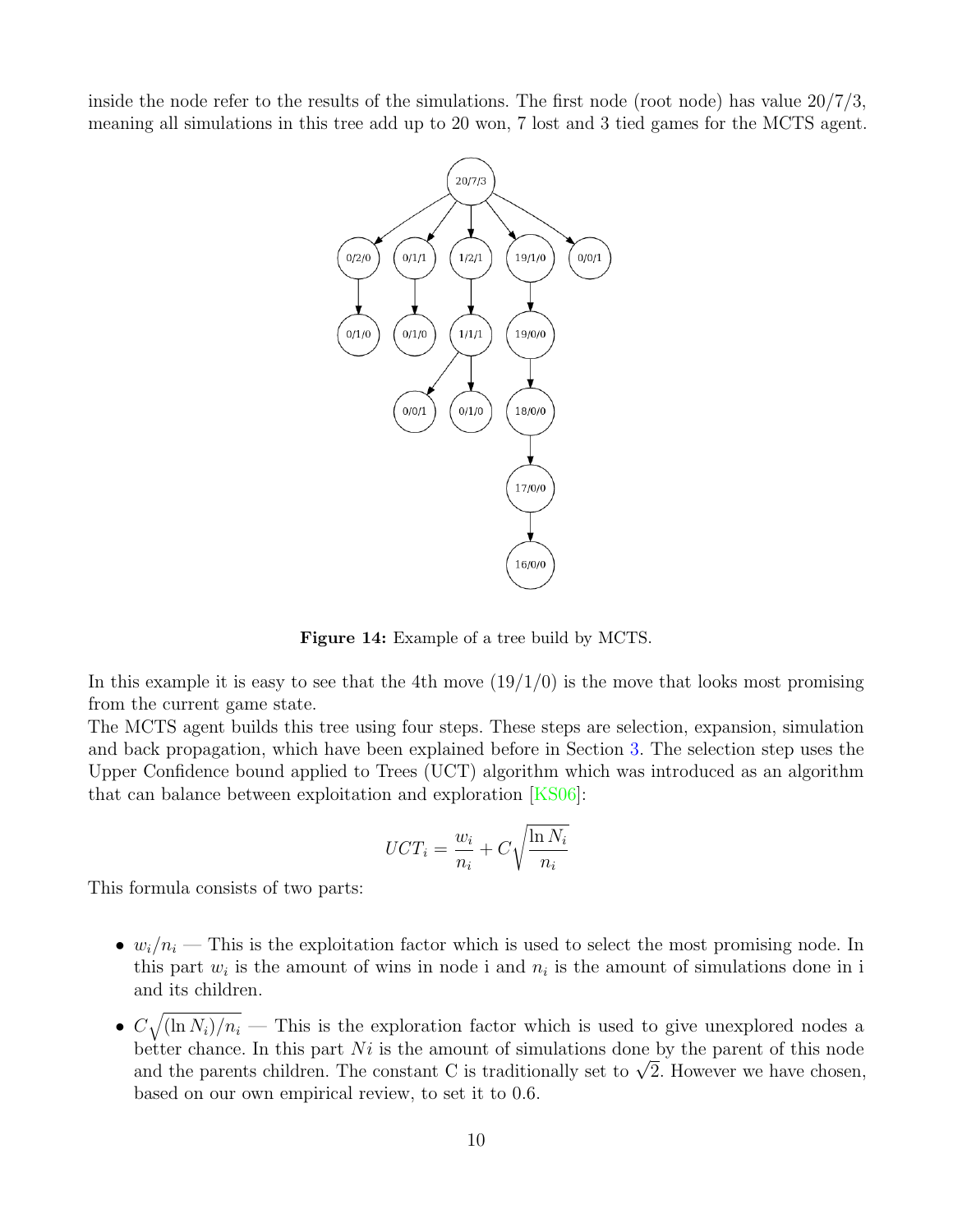inside the node refer to the results of the simulations. The first node (root node) has value 20/7/3, meaning all simulations in this tree add up to 20 won, 7 lost and 3 tied games for the MCTS agent.

**Figure 14:** Example of a tree build by MCTS.

In this example it is easy to see that the 4th move (19/1/0) is the move that looks most promising from the current game state.

The MCTS agent builds this tree using four steps. These steps are selection, expansion, simulation and back propagation, which have been explained before in Section 3. The selection step uses the Upper Confidence bound applied to Trees (UCT) algorithm which was introduced as an algorithm that can balance between exploitation and exploration [KS06]:

$$UCT_i = \frac{w_i}{n_i} + C\sqrt{\frac{\ln N_i}{n_i}}$$

This formula consists of two parts:

- $w_i/n_i$ — This is the exploitation factor which is used to select the most promising node. In this part $w_i$ is the amount of wins in node i and $n_i$ is the amount of simulations done in i and its children.
- $C\sqrt{(\ln N_i)/n_i}$ — This is the exploration factor which is used to give unexplored nodes a better chance. In this part $Ni$ is the amount of simulations done by the parent of this node and the parents children. The constant C is traditionally set to $\sqrt{2}$. However we have chosen, based on our own empirical review, to set it to 0.6.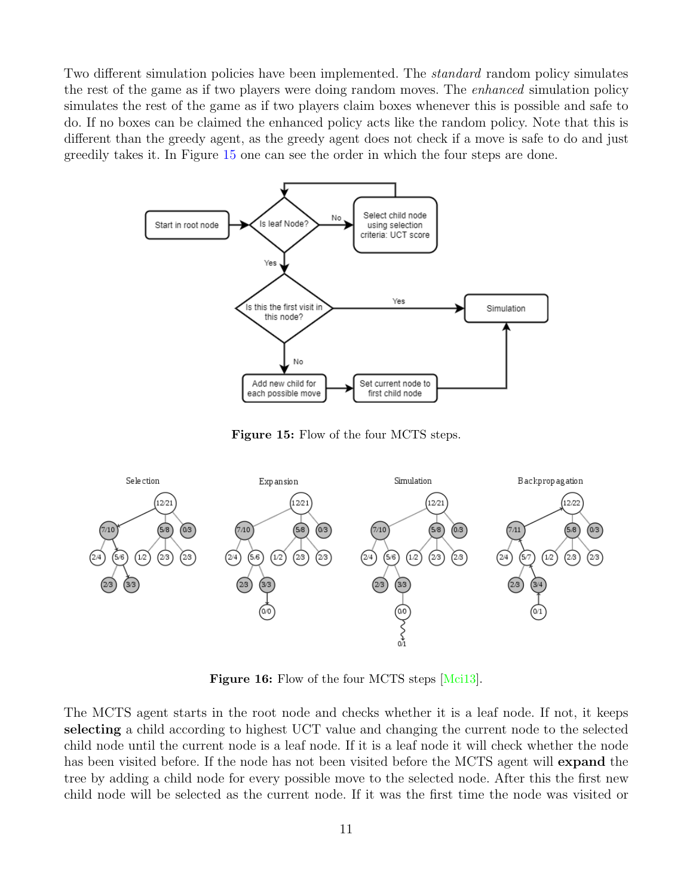Two different simulation policies have been implemented. The *standard* random policy simulates the rest of the game as if two players were doing random moves. The *enhanced* simulation policy simulates the rest of the game as if two players claim boxes whenever this is possible and safe to do. If no boxes can be claimed the enhanced policy acts like the random policy. Note that this is different than the greedy agent, as the greedy agent does not check if a move is safe to do and just greedily takes it. In Figure 15 one can see the order in which the four steps are done.

**Figure 15:** Flow of the four MCTS steps.

**Figure 16:** Flow of the four MCTS steps [Mci13].

The MCTS agent starts in the root node and checks whether it is a leaf node. If not, it keeps **selecting** a child according to highest UCT value and changing the current node to the selected child node until the current node is a leaf node. If it is a leaf node it will check whether the node has been visited before. If the node has not been visited before the MCTS agent will **expand** the tree by adding a child node for every possible move to the selected node. After this the first new child node will be selected as the current node. If it was the first time the node was visited or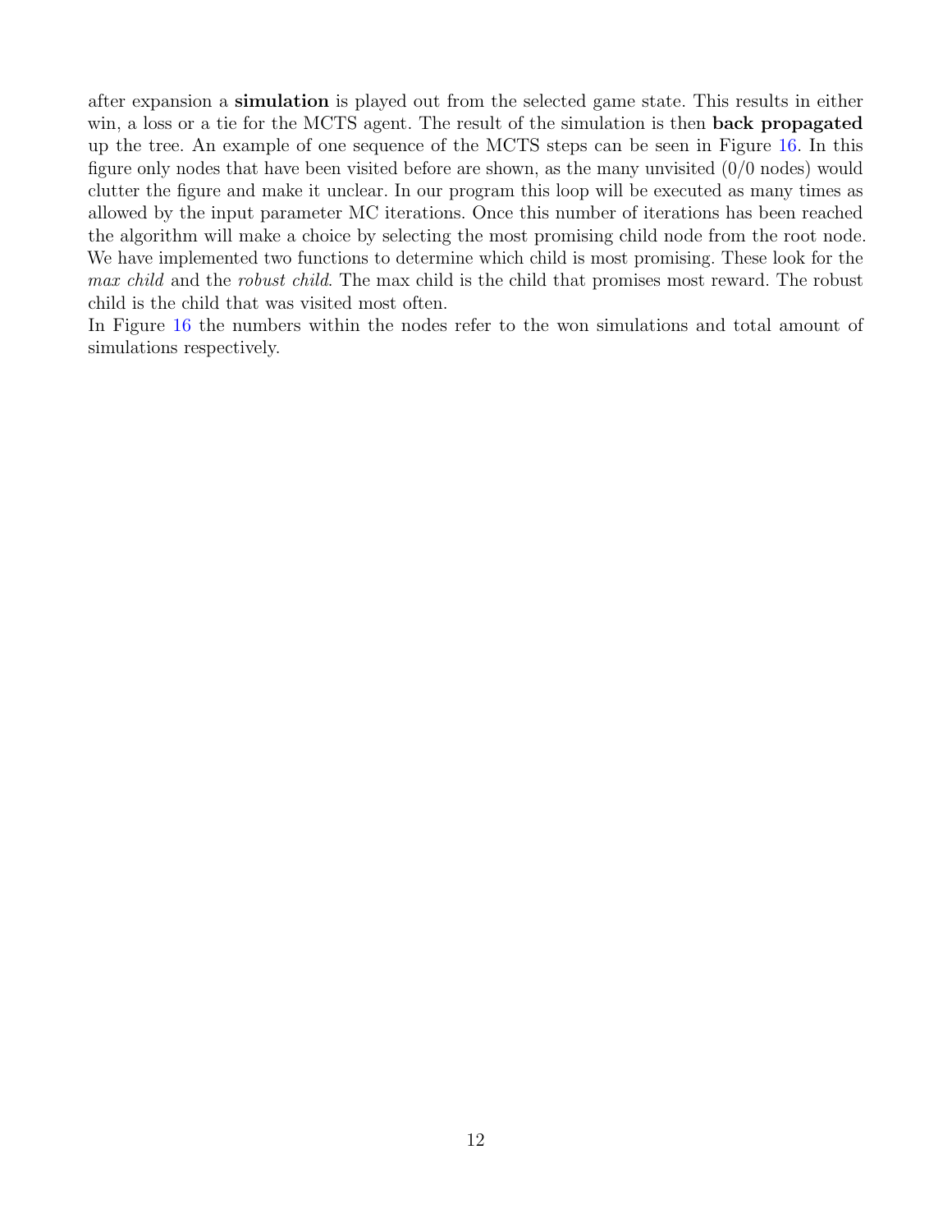after expansion a **simulation** is played out from the selected game state. This results in either win, a loss or a tie for the MCTS agent. The result of the simulation is then **back propagated** up the tree. An example of one sequence of the MCTS steps can be seen in Figure 16. In this figure only nodes that have been visited before are shown, as the many unvisited (0/0 nodes) would clutter the figure and make it unclear. In our program this loop will be executed as many times as allowed by the input parameter MC iterations. Once this number of iterations has been reached the algorithm will make a choice by selecting the most promising child node from the root node. We have implemented two functions to determine which child is most promising. These look for the *max child* and the *robust child*. The max child is the child that promises most reward. The robust child is the child that was visited most often.
In Figure 16 the numbers within the nodes refer to the won simulations and total amount of simulations respectively.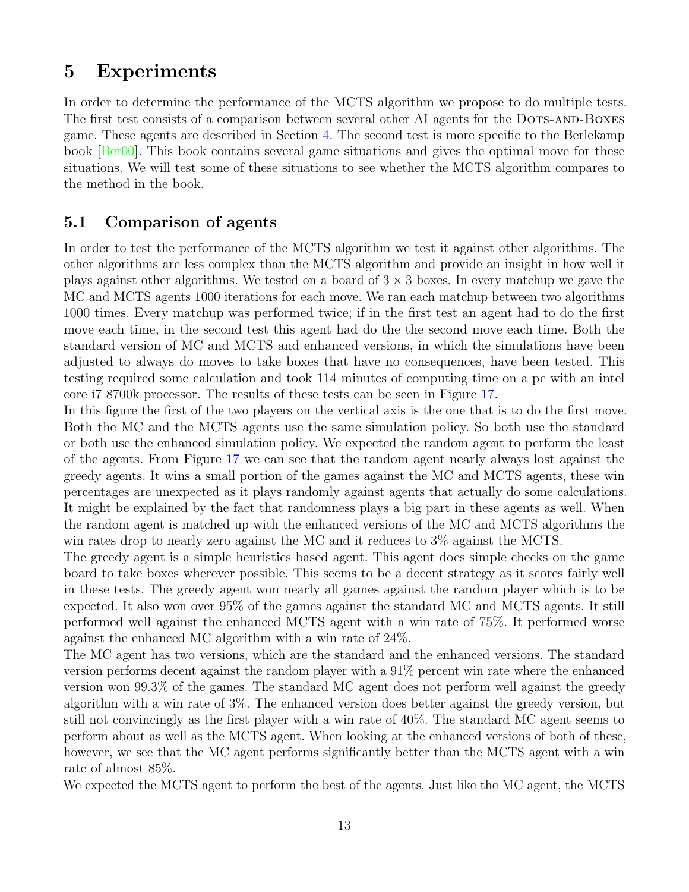# 5 Experiments

In order to determine the performance of the MCTS algorithm we propose to do multiple tests. The first test consists of a comparison between several other AI agents for the Dots-and-Boxes game. These agents are described in Section 4. The second test is more specific to the Berlekamp book [Ber00]. This book contains several game situations and gives the optimal move for these situations. We will test some of these situations to see whether the MCTS algorithm compares to the method in the book.

## 5.1 Comparison of agents

In order to test the performance of the MCTS algorithm we test it against other algorithms. The other algorithms are less complex than the MCTS algorithm and provide an insight in how well it plays against other algorithms. We tested on a board of $3 \times 3$ boxes. In every matchup we gave the MC and MCTS agents 1000 iterations for each move. We ran each matchup between two algorithms 1000 times. Every matchup was performed twice; if in the first test an agent had to do the first move each time, in the second test this agent had do the the second move each time. Both the standard version of MC and MCTS and enhanced versions, in which the simulations have been adjusted to always do moves to take boxes that have no consequences, have been tested. This testing required some calculation and took 114 minutes of computing time on a pc with an intel core i7 8700k processor. The results of these tests can be seen in Figure 17.

In this figure the first of the two players on the vertical axis is the one that is to do the first move. Both the MC and the MCTS agents use the same simulation policy. So both use the standard or both use the enhanced simulation policy. We expected the random agent to perform the least of the agents. From Figure 17 we can see that the random agent nearly always lost against the greedy agents. It wins a small portion of the games against the MC and MCTS agents, these win percentages are unexpected as it plays randomly against agents that actually do some calculations. It might be explained by the fact that randomness plays a big part in these agents as well. When the random agent is matched up with the enhanced versions of the MC and MCTS algorithms the win rates drop to nearly zero against the MC and it reduces to 3% against the MCTS.

The greedy agent is a simple heuristics based agent. This agent does simple checks on the game board to take boxes wherever possible. This seems to be a decent strategy as it scores fairly well in these tests. The greedy agent won nearly all games against the random player which is to be expected. It also won over 95% of the games against the standard MC and MCTS agents. It still performed well against the enhanced MCTS agent with a win rate of 75%. It performed worse against the enhanced MC algorithm with a win rate of 24%.

The MC agent has two versions, which are the standard and the enhanced versions. The standard version performs decent against the random player with a 91% percent win rate where the enhanced version won 99.3% of the games. The standard MC agent does not perform well against the greedy algorithm with a win rate of 3%. The enhanced version does better against the greedy version, but still not convincingly as the first player with a win rate of 40%. The standard MC agent seems to perform about as well as the MCTS agent. When looking at the enhanced versions of both of these, however, we see that the MC agent performs significantly better than the MCTS agent with a win rate of almost 85%.

We expected the MCTS agent to perform the best of the agents. Just like the MC agent, the MCTS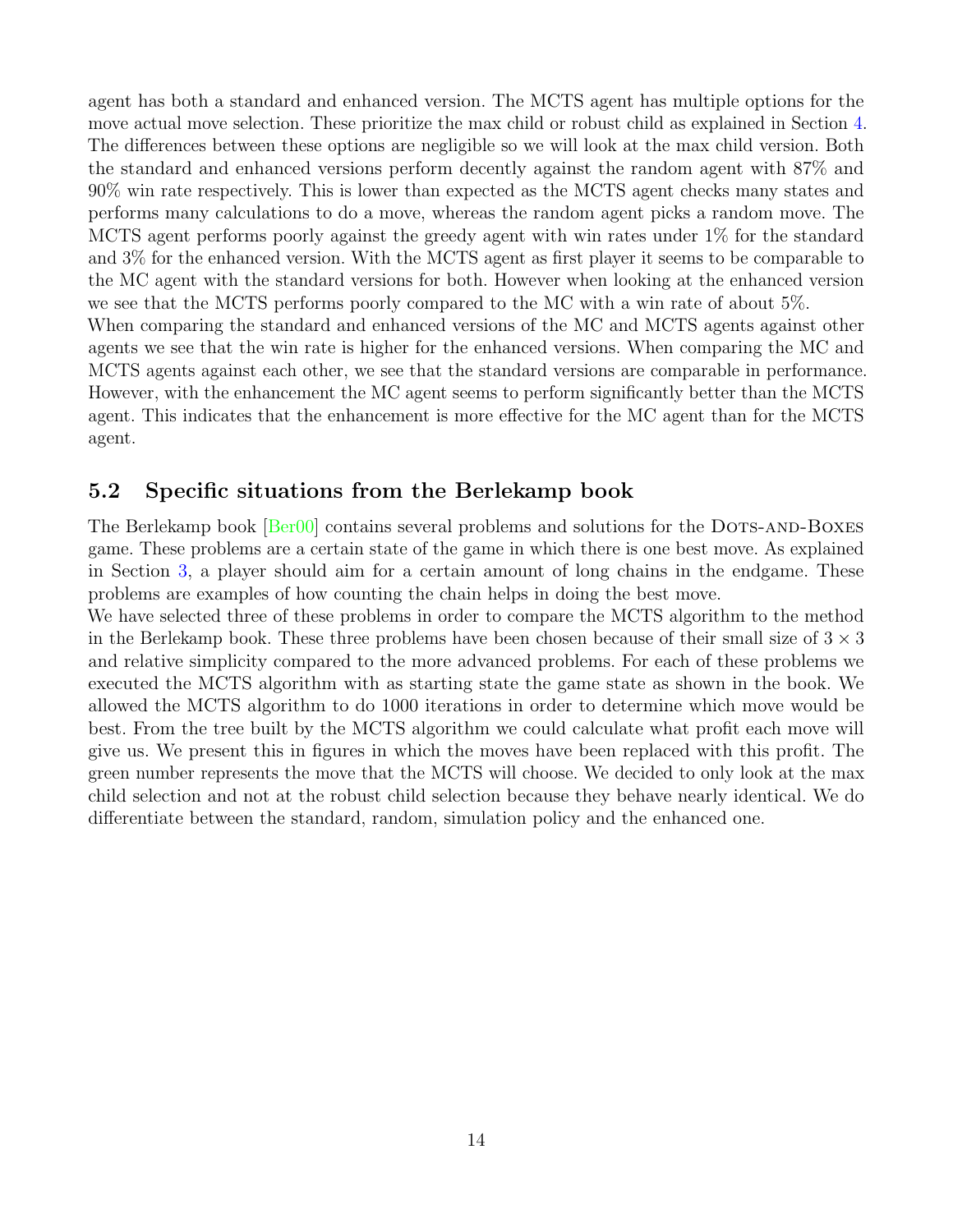agent has both a standard and enhanced version. The MCTS agent has multiple options for the move actual move selection. These prioritize the max child or robust child as explained in Section 4. The differences between these options are negligible so we will look at the max child version. Both the standard and enhanced versions perform decently against the random agent with 87% and 90% win rate respectively. This is lower than expected as the MCTS agent checks many states and performs many calculations to do a move, whereas the random agent picks a random move. The MCTS agent performs poorly against the greedy agent with win rates under 1% for the standard and 3% for the enhanced version. With the MCTS agent as first player it seems to be comparable to the MC agent with the standard versions for both. However when looking at the enhanced version we see that the MCTS performs poorly compared to the MC with a win rate of about 5%.
When comparing the standard and enhanced versions of the MC and MCTS agents against other agents we see that the win rate is higher for the enhanced versions. When comparing the MC and MCTS agents against each other, we see that the standard versions are comparable in performance. However, with the enhancement the MC agent seems to perform significantly better than the MCTS agent. This indicates that the enhancement is more effective for the MC agent than for the MCTS agent.

## 5.2 Specific situations from the Berlekamp book

The Berlekamp book [Ber00] contains several problems and solutions for the Dots-and-Boxes game. These problems are a certain state of the game in which there is one best move. As explained in Section 3, a player should aim for a certain amount of long chains in the endgame. These problems are examples of how counting the chain helps in doing the best move.
We have selected three of these problems in order to compare the MCTS algorithm to the method in the Berlekamp book. These three problems have been chosen because of their small size of $3 \times 3$ and relative simplicity compared to the more advanced problems. For each of these problems we executed the MCTS algorithm with as starting state the game state as shown in the book. We allowed the MCTS algorithm to do 1000 iterations in order to determine which move would be best. From the tree built by the MCTS algorithm we could calculate what profit each move will give us. We present this in figures in which the moves have been replaced with this profit. The green number represents the move that the MCTS will choose. We decided to only look at the max child selection and not at the robust child selection because they behave nearly identical. We do differentiate between the standard, random, simulation policy and the enhanced one.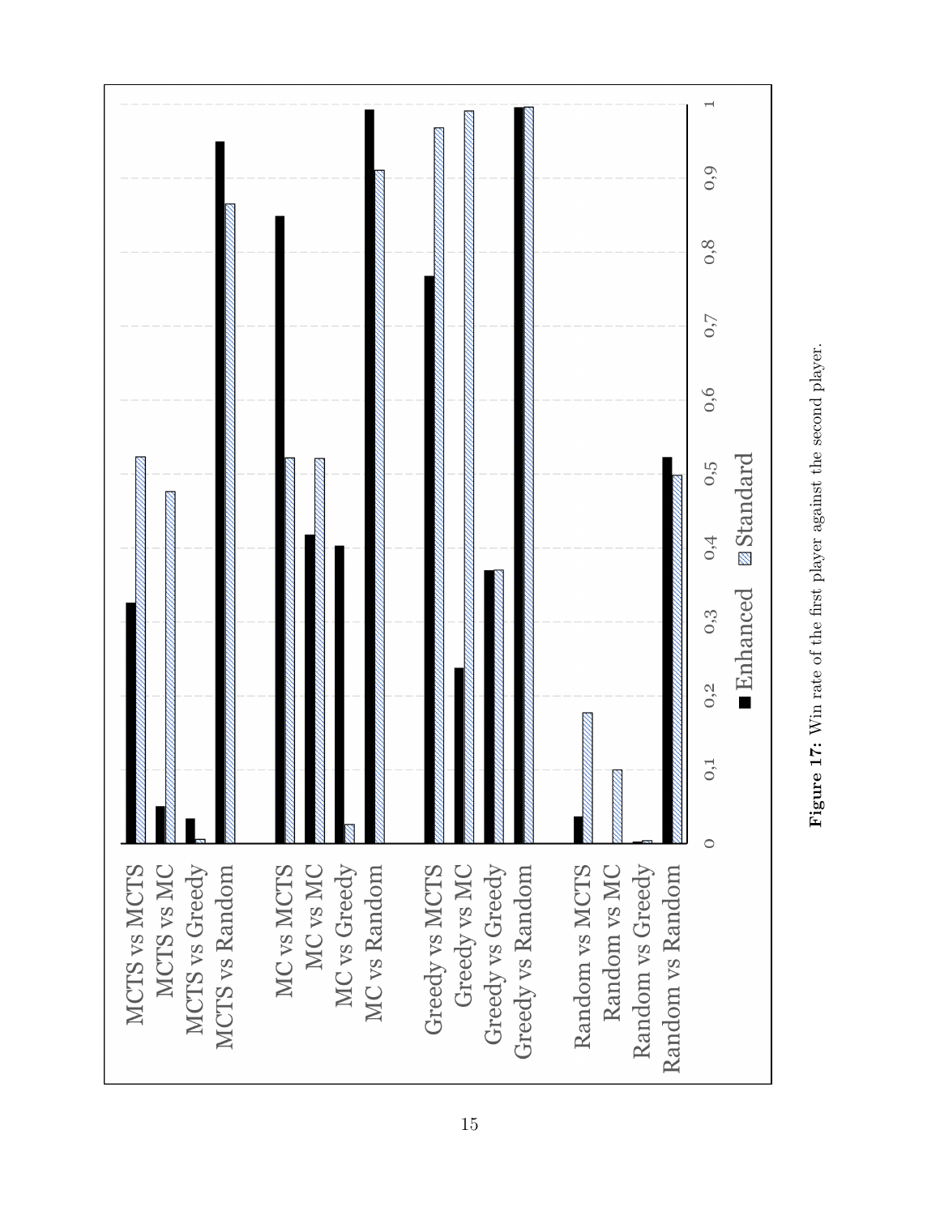**Figure 17:** Win rate of the first player against the second player.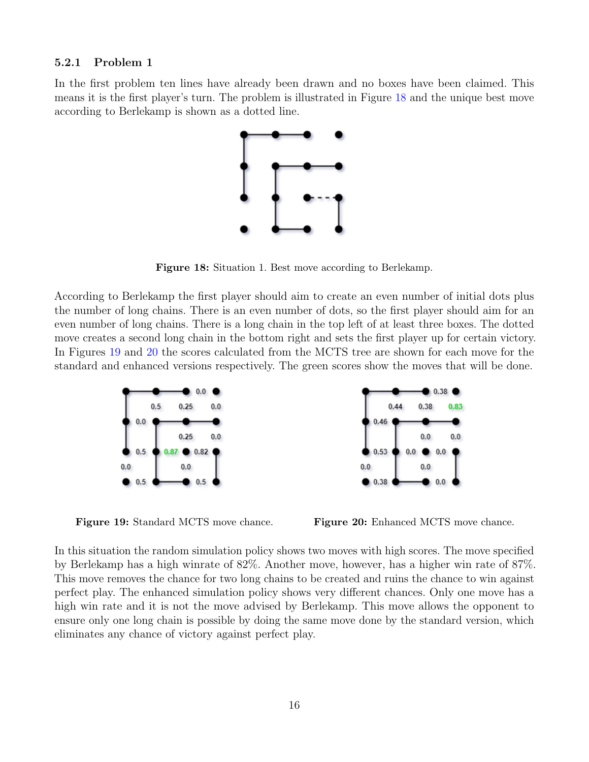### 5.2.1 Problem 1

In the first problem ten lines have already been drawn and no boxes have been claimed. This means it is the first player's turn. The problem is illustrated in Figure 18 and the unique best move according to Berlekamp is shown as a dotted line.

**Figure 18:** Situation 1. Best move according to Berlekamp.

According to Berlekamp the first player should aim to create an even number of initial dots plus the number of long chains. There is an even number of dots, so the first player should aim for an even number of long chains. There is a long chain in the top left of at least three boxes. The dotted move creates a second long chain in the bottom right and sets the first player up for certain victory. In Figures 19 and 20 the scores calculated from the MCTS tree are shown for each move for the standard and enhanced versions respectively. The green scores show the moves that will be done.

**Figure 19:** Standard MCTS move chance.

**Figure 20:** Enhanced MCTS move chance.

In this situation the random simulation policy shows two moves with high scores. The move specified by Berlekamp has a high winrate of 82%. Another move, however, has a higher win rate of 87%. This move removes the chance for two long chains to be created and ruins the chance to win against perfect play. The enhanced simulation policy shows very different chances. Only one move has a high win rate and it is not the move advised by Berlekamp. This move allows the opponent to ensure only one long chain is possible by doing the same move done by the standard version, which eliminates any chance of victory against perfect play.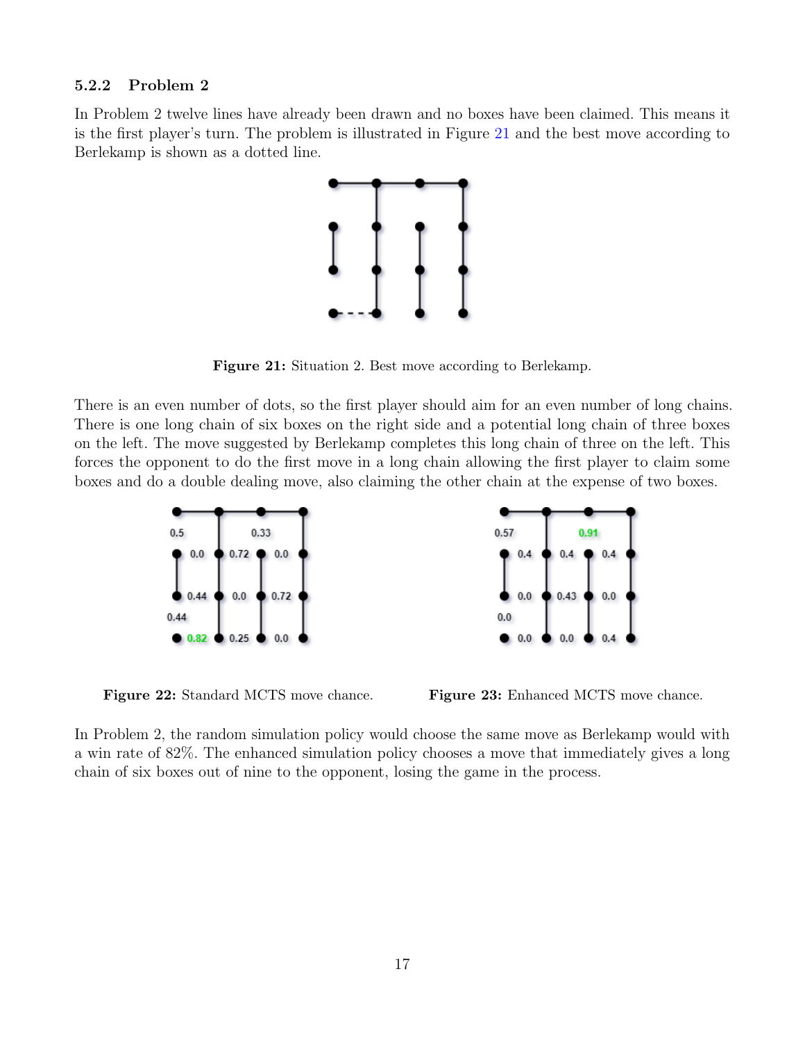### 5.2.2 Problem 2

In Problem 2 twelve lines have already been drawn and no boxes have been claimed. This means it is the first player's turn. The problem is illustrated in Figure 21 and the best move according to Berlekamp is shown as a dotted line.

**Figure 21:** Situation 2. Best move according to Berlekamp.

There is an even number of dots, so the first player should aim for an even number of long chains. There is one long chain of six boxes on the right side and a potential long chain of three boxes on the left. The move suggested by Berlekamp completes this long chain of three on the left. This forces the opponent to do the first move in a long chain allowing the first player to claim some boxes and do a double dealing move, also claiming the other chain at the expense of two boxes.

**Figure 22:** Standard MCTS move chance.

**Figure 23:** Enhanced MCTS move chance.

In Problem 2, the random simulation policy would choose the same move as Berlekamp would with a win rate of 82%. The enhanced simulation policy chooses a move that immediately gives a long chain of six boxes out of nine to the opponent, losing the game in the process.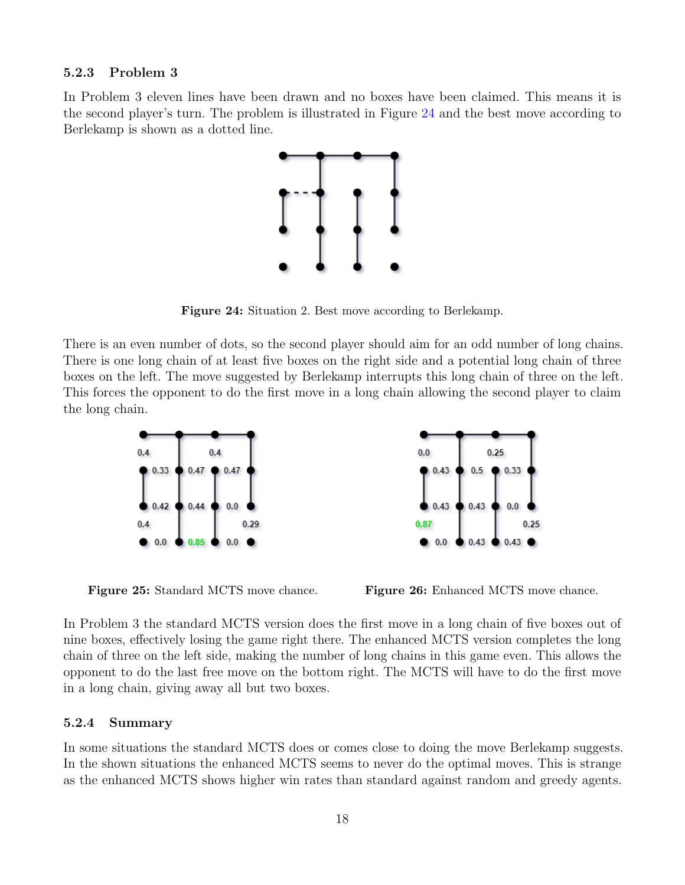### 5.2.3 Problem 3

In Problem 3 eleven lines have been drawn and no boxes have been claimed. This means it is the second player's turn. The problem is illustrated in Figure 24 and the best move according to Berlekamp is shown as a dotted line.

**Figure 24:** Situation 2. Best move according to Berlekamp.

There is an even number of dots, so the second player should aim for an odd number of long chains. There is one long chain of at least five boxes on the right side and a potential long chain of three boxes on the left. The move suggested by Berlekamp interrupts this long chain of three on the left. This forces the opponent to do the first move in a long chain allowing the second player to claim the long chain.

**Figure 25:** Standard MCTS move chance.

**Figure 26:** Enhanced MCTS move chance.

In Problem 3 the standard MCTS version does the first move in a long chain of five boxes out of nine boxes, effectively losing the game right there. The enhanced MCTS version completes the long chain of three on the left side, making the number of long chains in this game even. This allows the opponent to do the last free move on the bottom right. The MCTS will have to do the first move in a long chain, giving away all but two boxes.

### 5.2.4 Summary

In some situations the standard MCTS does or comes close to doing the move Berlekamp suggests. In the shown situations the enhanced MCTS seems to never do the optimal moves. This is strange as the enhanced MCTS shows higher win rates than standard against random and greedy agents.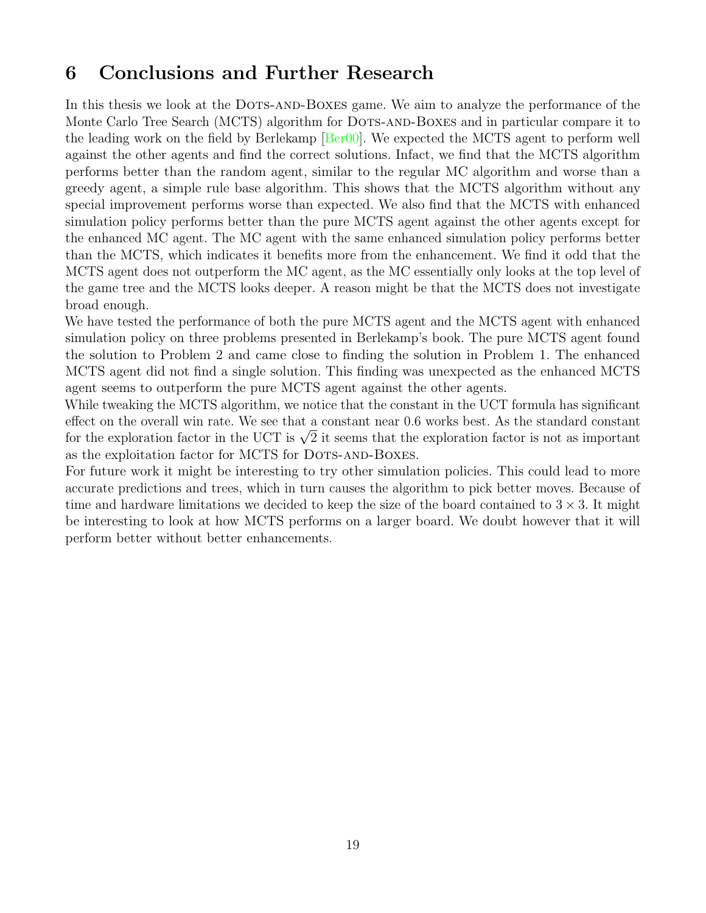# 6 Conclusions and Further Research

In this thesis we look at the Dots-and-Boxes game. We aim to analyze the performance of the Monte Carlo Tree Search (MCTS) algorithm for Dots-and-Boxes and in particular compare it to the leading work on the field by Berlekamp [Ber00]. We expected the MCTS agent to perform well against the other agents and find the correct solutions. Infact, we find that the MCTS algorithm performs better than the random agent, similar to the regular MC algorithm and worse than a greedy agent, a simple rule base algorithm. This shows that the MCTS algorithm without any special improvement performs worse than expected. We also find that the MCTS with enhanced simulation policy performs better than the pure MCTS agent against the other agents except for the enhanced MC agent. The MC agent with the same enhanced simulation policy performs better than the MCTS, which indicates it benefits more from the enhancement. We find it odd that the MCTS agent does not outperform the MC agent, as the MC essentially only looks at the top level of the game tree and the MCTS looks deeper. A reason might be that the MCTS does not investigate broad enough.

We have tested the performance of both the pure MCTS agent and the MCTS agent with enhanced simulation policy on three problems presented in Berlekamp's book. The pure MCTS agent found the solution to Problem 2 and came close to finding the solution in Problem 1. The enhanced MCTS agent did not find a single solution. This finding was unexpected as the enhanced MCTS agent seems to outperform the pure MCTS agent against the other agents.

While tweaking the MCTS algorithm, we notice that the constant in the UCT formula has significant effect on the overall win rate. We see that a constant near 0.6 works best. As the standard constant for the exploration factor in the UCT is $\sqrt{2}$ it seems that the exploration factor is not as important as the exploitation factor for MCTS for Dots-and-Boxes.

For future work it might be interesting to try other simulation policies. This could lead to more accurate predictions and trees, which in turn causes the algorithm to pick better moves. Because of time and hardware limitations we decided to keep the size of the board contained to $3 \times 3$. It might be interesting to look at how MCTS performs on a larger board. We doubt however that it will perform better without better enhancements.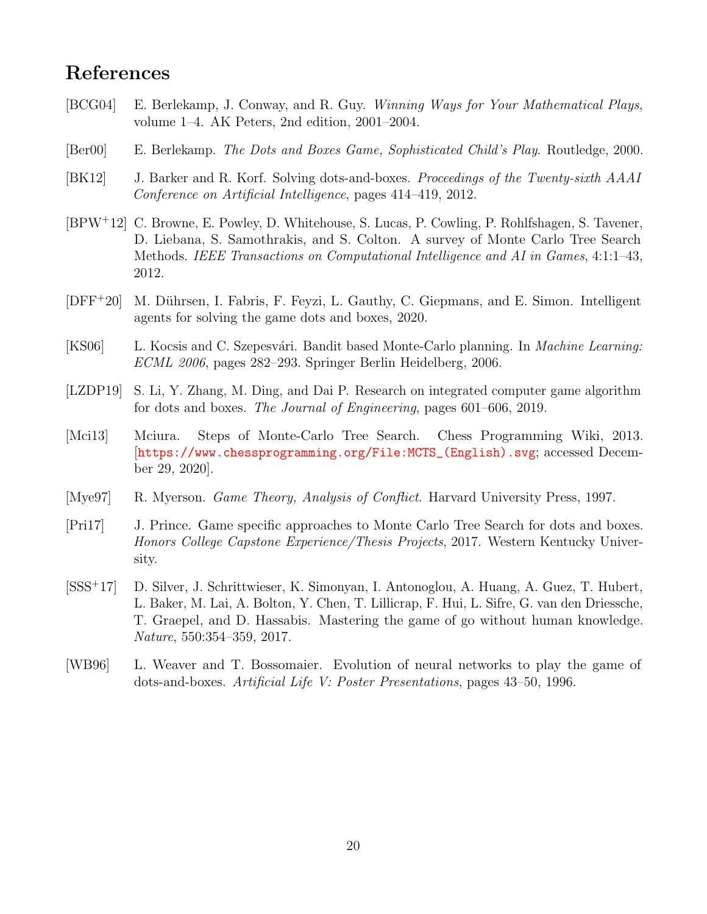# References

[BCG04] E. Berlekamp, J. Conway, and R. Guy. *Winning Ways for Your Mathematical Plays*, volume 1–4. AK Peters, 2nd edition, 2001–2004.

[Ber00] E. Berlekamp. *The Dots and Boxes Game, Sophisticated Child's Play*. Routledge, 2000.

[BK12] J. Barker and R. Korf. Solving dots-and-boxes. *Proceedings of the Twenty-sixth AAAI Conference on Artificial Intelligence*, pages 414–419, 2012.

[BPW+12] C. Browne, E. Powley, D. Whitehouse, S. Lucas, P. Cowling, P. Rohlfshagen, S. Tavener, D. Liebana, S. Samothrakis, and S. Colton. A survey of Monte Carlo Tree Search Methods. *IEEE Transactions on Computational Intelligence and AI in Games*, 4:1:1–43, 2012.

[DFF+20] M. Dührsen, I. Fabris, F. Feyzi, L. Gauthy, C. Giepmans, and E. Simon. Intelligent agents for solving the game dots and boxes, 2020.

[KS06] L. Kocsis and C. Szepesvári. Bandit based Monte-Carlo planning. In *Machine Learning: ECML 2006*, pages 282–293. Springer Berlin Heidelberg, 2006.

[LZDP19] S. Li, Y. Zhang, M. Ding, and Dai P. Research on integrated computer game algorithm for dots and boxes. *The Journal of Engineering*, pages 601–606, 2019.

[Mci13] Mciura. Steps of Monte-Carlo Tree Search. Chess Programming Wiki, 2013. [https://www.chessprogramming.org/File:MCTS_(English).svg; accessed December 29, 2020].

[Mye97] R. Myerson. *Game Theory, Analysis of Conflict*. Harvard University Press, 1997.

[Pri17] J. Prince. Game specific approaches to Monte Carlo Tree Search for dots and boxes. *Honors College Capstone Experience/Thesis Projects*, 2017. Western Kentucky University.

[SSS+17] D. Silver, J. Schrittwieser, K. Simonyan, I. Antonoglou, A. Huang, A. Guez, T. Hubert, L. Baker, M. Lai, A. Bolton, Y. Chen, T. Lillicrap, F. Hui, L. Sifre, G. van den Driessche, T. Graepel, and D. Hassabis. Mastering the game of go without human knowledge. *Nature*, 550:354–359, 2017.

[WB96] L. Weaver and T. Bossomaier. Evolution of neural networks to play the game of dots-and-boxes. *Artificial Life V: Poster Presentations*, pages 43–50, 1996.